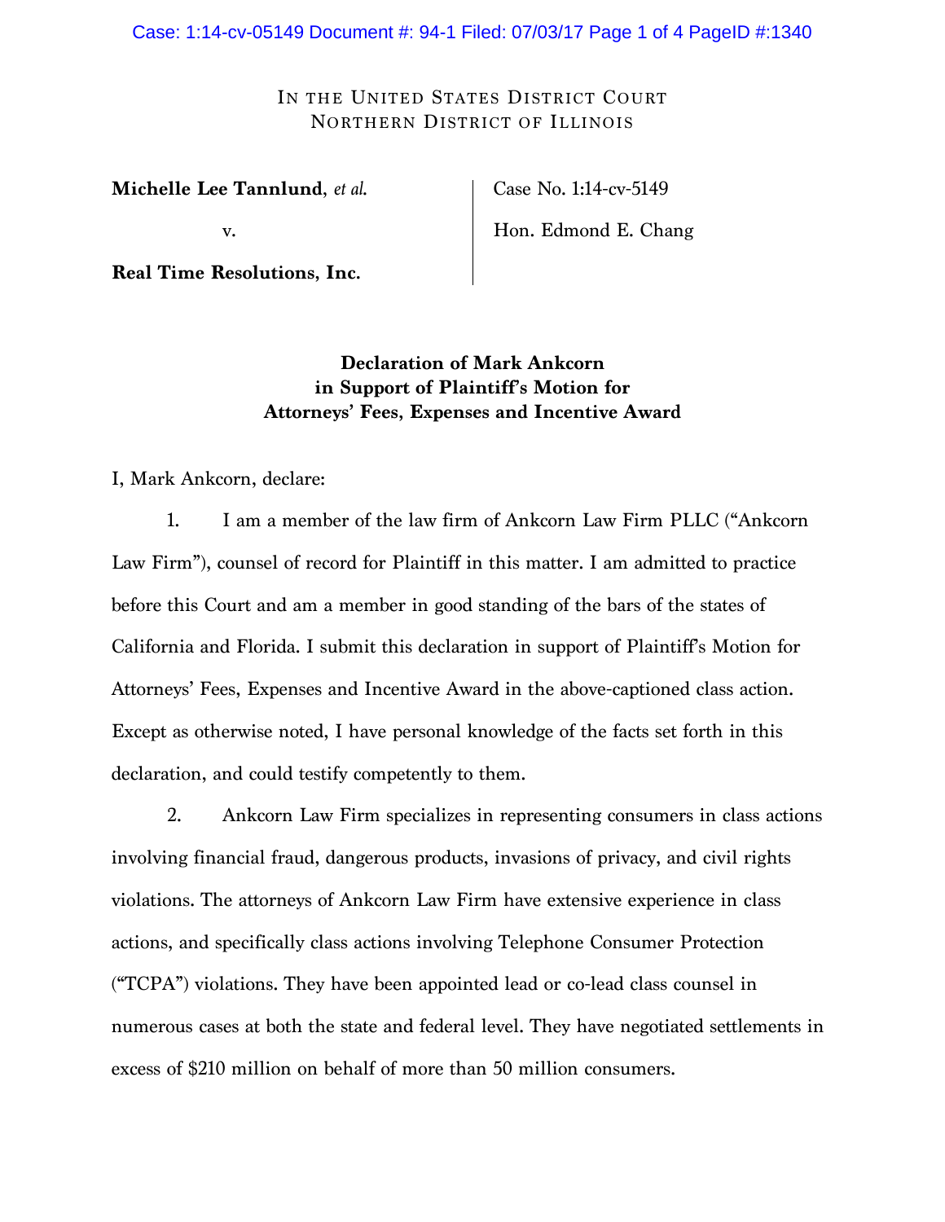IN THE UNITED STATES DISTRICT COURT
NORTHERN DISTRICT OF ILLINOIS

| | |
|---|---|
| **Michelle Lee Tannlund**, *et al.* | Case No. 1:14-cv-5149 |
| v. | Hon. Edmond E. Chang |
| **Real Time Resolutions, Inc.** | |

**Declaration of Mark Ankcorn
in Support of Plaintiff's Motion for
Attorneys' Fees, Expenses and Incentive Award**

I, Mark Ankcorn, declare:

1. I am a member of the law firm of Ankcorn Law Firm PLLC ("Ankcorn Law Firm"), counsel of record for Plaintiff in this matter. I am admitted to practice before this Court and am a member in good standing of the bars of the states of California and Florida. I submit this declaration in support of Plaintiff's Motion for Attorneys' Fees, Expenses and Incentive Award in the above-captioned class action. Except as otherwise noted, I have personal knowledge of the facts set forth in this declaration, and could testify competently to them.

2. Ankcorn Law Firm specializes in representing consumers in class actions involving financial fraud, dangerous products, invasions of privacy, and civil rights violations. The attorneys of Ankcorn Law Firm have extensive experience in class actions, and specifically class actions involving Telephone Consumer Protection ("TCPA") violations. They have been appointed lead or co-lead class counsel in numerous cases at both the state and federal level. They have negotiated settlements in excess of $210 million on behalf of more than 50 million consumers.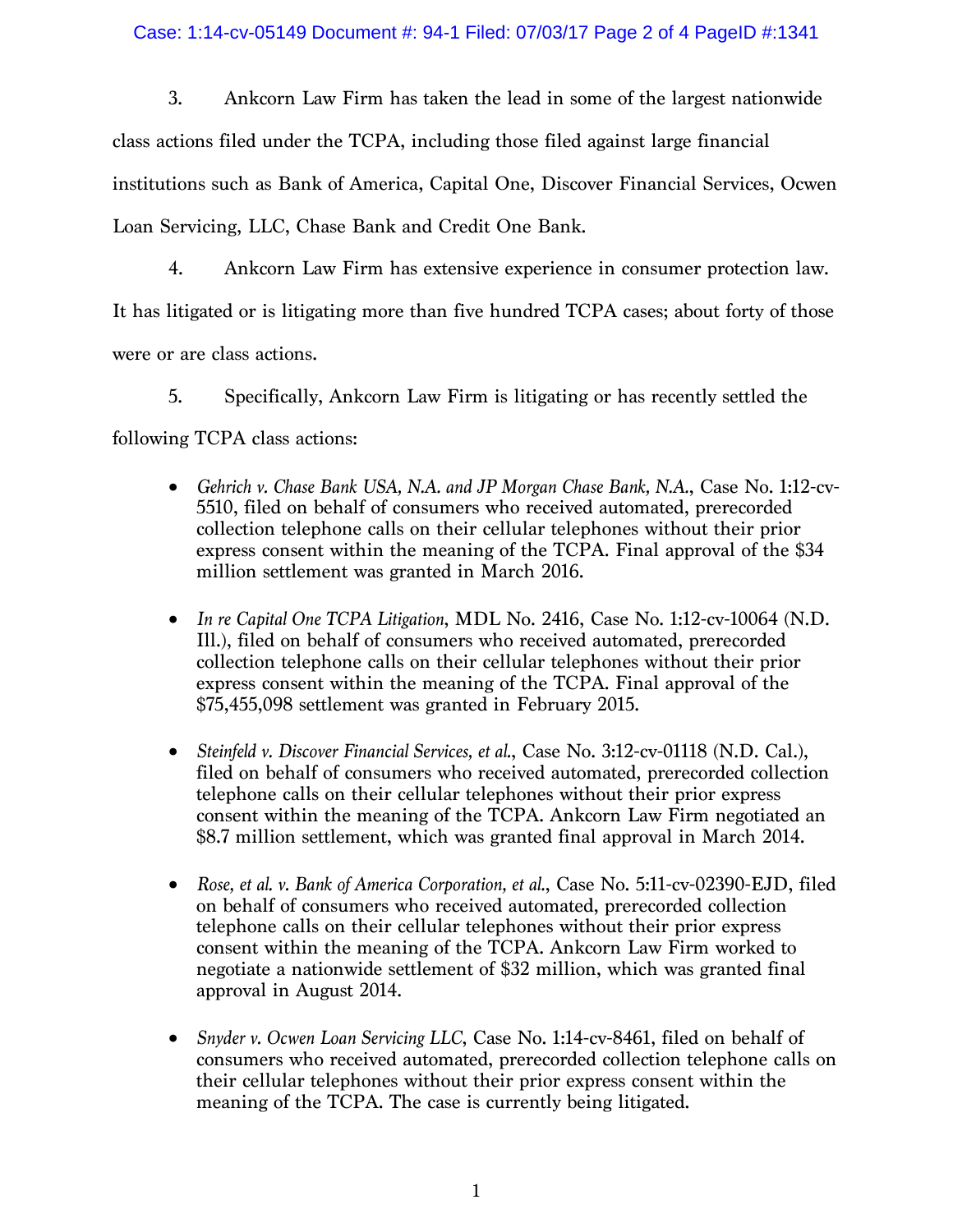3. Ankcorn Law Firm has taken the lead in some of the largest nationwide class actions filed under the TCPA, including those filed against large financial institutions such as Bank of America, Capital One, Discover Financial Services, Ocwen Loan Servicing, LLC, Chase Bank and Credit One Bank.

4. Ankcorn Law Firm has extensive experience in consumer protection law. It has litigated or is litigating more than five hundred TCPA cases; about forty of those were or are class actions.

5. Specifically, Ankcorn Law Firm is litigating or has recently settled the following TCPA class actions:

- *Gehrich v. Chase Bank USA, N.A. and JP Morgan Chase Bank, N.A.*, Case No. 1:12-cv-5510, filed on behalf of consumers who received automated, prerecorded collection telephone calls on their cellular telephones without their prior express consent within the meaning of the TCPA. Final approval of the $34 million settlement was granted in March 2016.

- *In re Capital One TCPA Litigation*, MDL No. 2416, Case No. 1:12-cv-10064 (N.D. Ill.), filed on behalf of consumers who received automated, prerecorded collection telephone calls on their cellular telephones without their prior express consent within the meaning of the TCPA. Final approval of the $75,455,098 settlement was granted in February 2015.

- *Steinfeld v. Discover Financial Services, et al.*, Case No. 3:12-cv-01118 (N.D. Cal.), filed on behalf of consumers who received automated, prerecorded collection telephone calls on their cellular telephones without their prior express consent within the meaning of the TCPA. Ankcorn Law Firm negotiated an $8.7 million settlement, which was granted final approval in March 2014.

- *Rose, et al. v. Bank of America Corporation, et al.*, Case No. 5:11-cv-02390-EJD, filed on behalf of consumers who received automated, prerecorded collection telephone calls on their cellular telephones without their prior express consent within the meaning of the TCPA. Ankcorn Law Firm worked to negotiate a nationwide settlement of $32 million, which was granted final approval in August 2014.

- *Snyder v. Ocwen Loan Servicing LLC*, Case No. 1:14-cv-8461, filed on behalf of consumers who received automated, prerecorded collection telephone calls on their cellular telephones without their prior express consent within the meaning of the TCPA. The case is currently being litigated.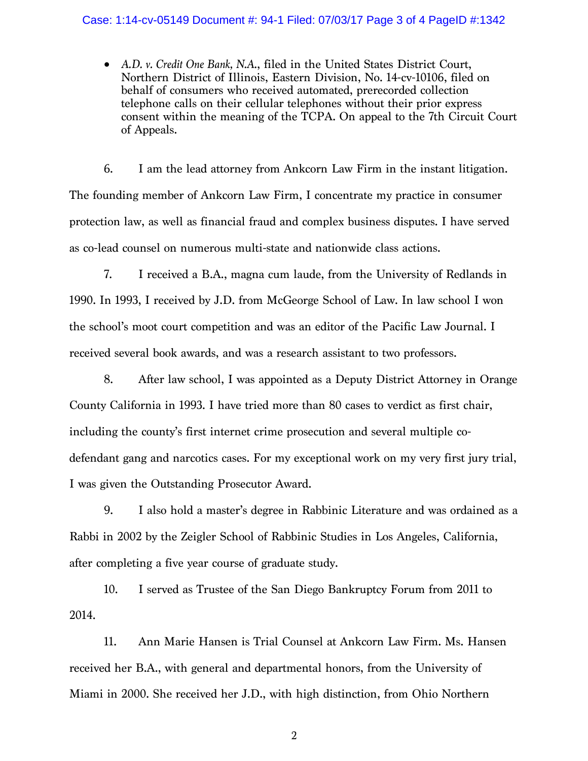- *A.D. v. Credit One Bank, N.A.*, filed in the United States District Court, Northern District of Illinois, Eastern Division, No. 14-cv-10106, filed on behalf of consumers who received automated, prerecorded collection telephone calls on their cellular telephones without their prior express consent within the meaning of the TCPA. On appeal to the 7th Circuit Court of Appeals.

6. I am the lead attorney from Ankcorn Law Firm in the instant litigation. The founding member of Ankcorn Law Firm, I concentrate my practice in consumer protection law, as well as financial fraud and complex business disputes. I have served as co-lead counsel on numerous multi-state and nationwide class actions.

7. I received a B.A., magna cum laude, from the University of Redlands in 1990. In 1993, I received by J.D. from McGeorge School of Law. In law school I won the school's moot court competition and was an editor of the Pacific Law Journal. I received several book awards, and was a research assistant to two professors.

8. After law school, I was appointed as a Deputy District Attorney in Orange County California in 1993. I have tried more than 80 cases to verdict as first chair, including the county's first internet crime prosecution and several multiple co-defendant gang and narcotics cases. For my exceptional work on my very first jury trial, I was given the Outstanding Prosecutor Award.

9. I also hold a master's degree in Rabbinic Literature and was ordained as a Rabbi in 2002 by the Zeigler School of Rabbinic Studies in Los Angeles, California, after completing a five year course of graduate study.

10. I served as Trustee of the San Diego Bankruptcy Forum from 2011 to 2014.

11. Ann Marie Hansen is Trial Counsel at Ankcorn Law Firm. Ms. Hansen received her B.A., with general and departmental honors, from the University of Miami in 2000. She received her J.D., with high distinction, from Ohio Northern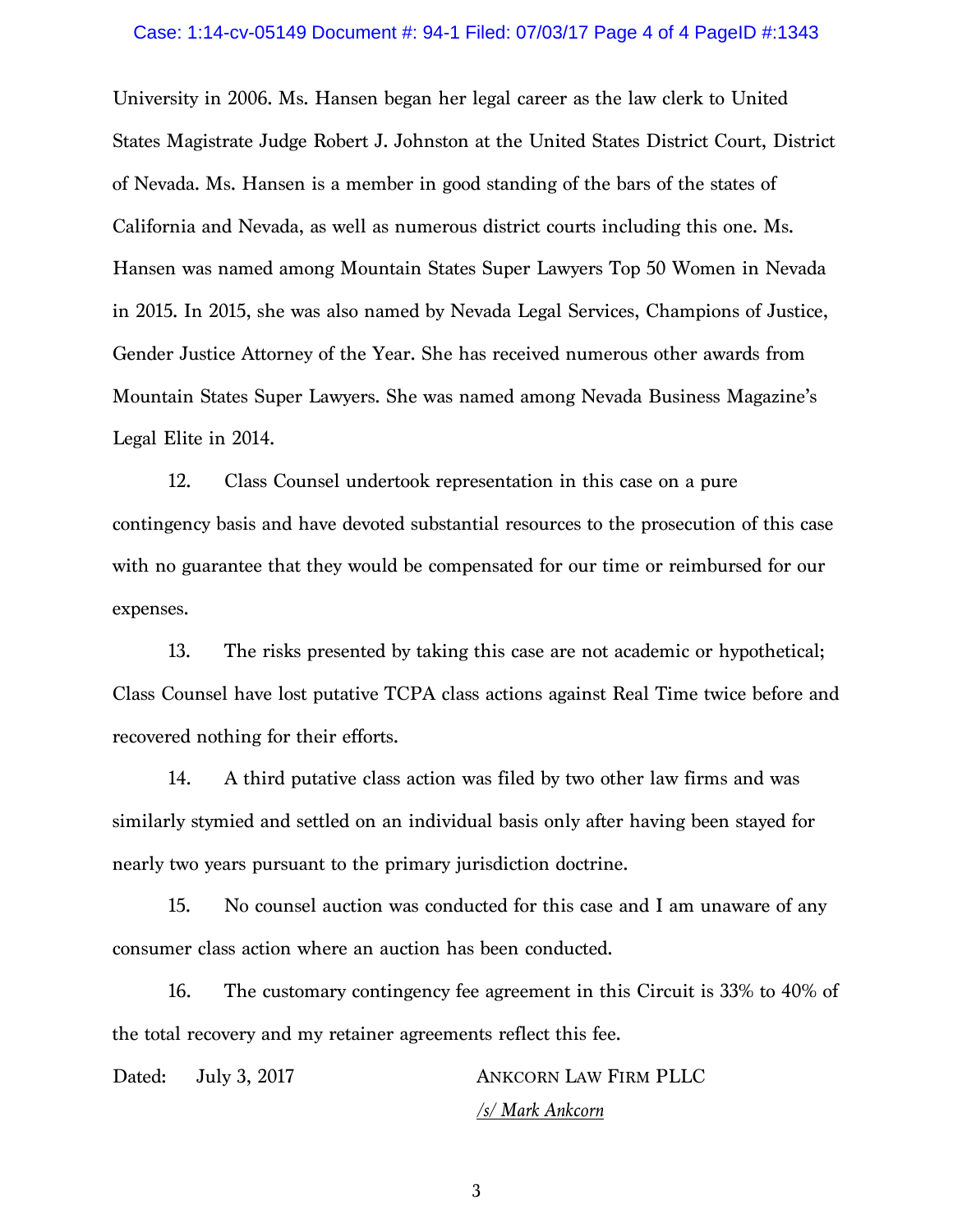University in 2006. Ms. Hansen began her legal career as the law clerk to United States Magistrate Judge Robert J. Johnston at the United States District Court, District of Nevada. Ms. Hansen is a member in good standing of the bars of the states of California and Nevada, as well as numerous district courts including this one. Ms. Hansen was named among Mountain States Super Lawyers Top 50 Women in Nevada in 2015. In 2015, she was also named by Nevada Legal Services, Champions of Justice, Gender Justice Attorney of the Year. She has received numerous other awards from Mountain States Super Lawyers. She was named among Nevada Business Magazine's Legal Elite in 2014.

12. Class Counsel undertook representation in this case on a pure contingency basis and have devoted substantial resources to the prosecution of this case with no guarantee that they would be compensated for our time or reimbursed for our expenses.

13. The risks presented by taking this case are not academic or hypothetical; Class Counsel have lost putative TCPA class actions against Real Time twice before and recovered nothing for their efforts.

14. A third putative class action was filed by two other law firms and was similarly stymied and settled on an individual basis only after having been stayed for nearly two years pursuant to the primary jurisdiction doctrine.

15. No counsel auction was conducted for this case and I am unaware of any consumer class action where an auction has been conducted.

16. The customary contingency fee agreement in this Circuit is 33% to 40% of the total recovery and my retainer agreements reflect this fee.

Dated: July 3, 2017

ANKCORN LAW FIRM PLLC

*/s/ Mark Ankcorn*